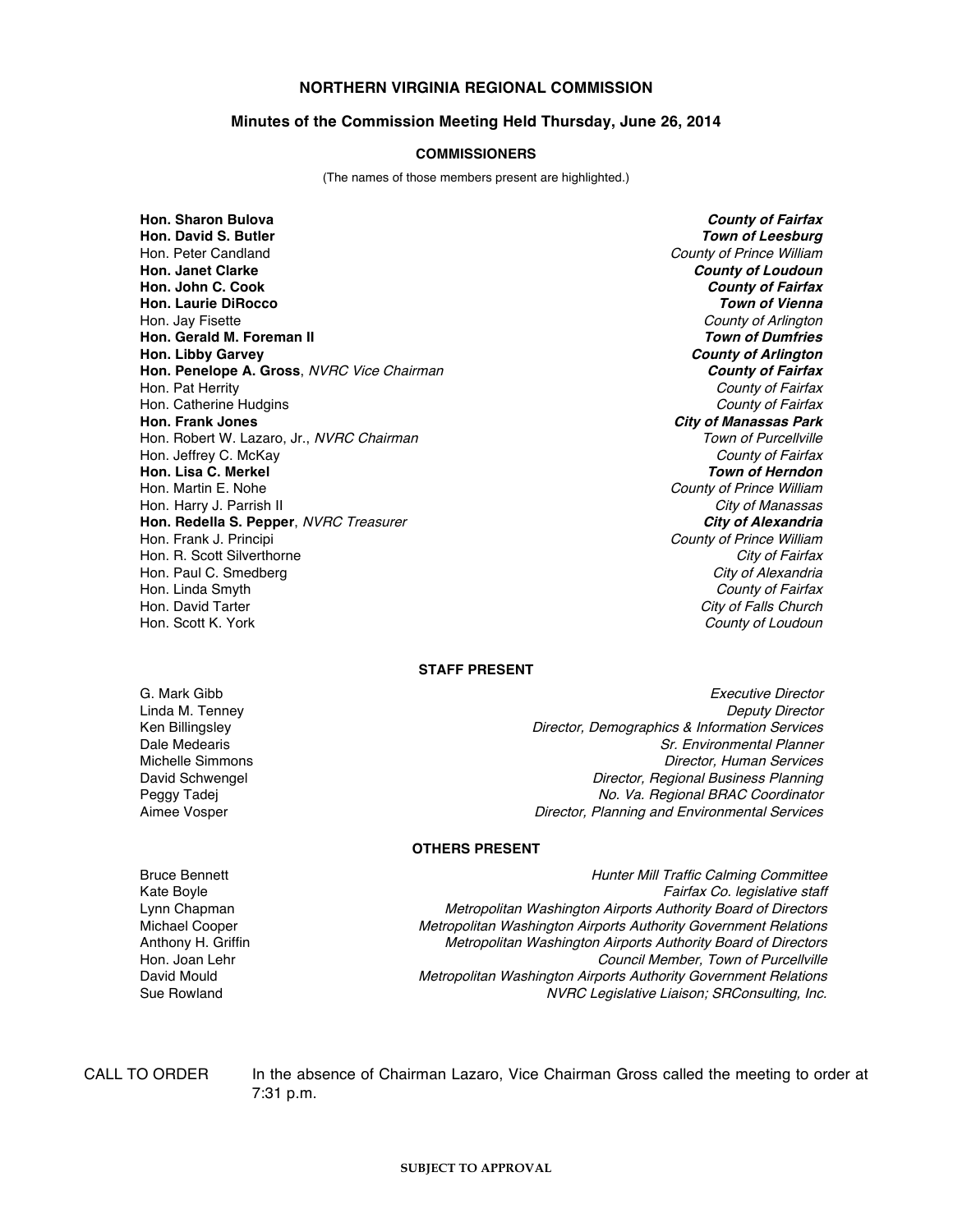# NORTHERN VIRGINIA REGIONAL COMMISSION

## Minutes of the Commission Meeting Held Thursday, June 26, 2014

### COMMISSIONERS

(The names of those members present are highlighted.)

| | |
|---|---|
| **Hon. Sharon Bulova** | ***County of Fairfax*** |
| **Hon. David S. Butler** | ***Town of Leesburg*** |
| Hon. Peter Candland | *County of Prince William* |
| **Hon. Janet Clarke** | ***County of Loudoun*** |
| **Hon. John C. Cook** | ***County of Fairfax*** |
| **Hon. Laurie DiRocco** | ***Town of Vienna*** |
| Hon. Jay Fisette | *County of Arlington* |
| **Hon. Gerald M. Foreman II** | ***Town of Dumfries*** |
| **Hon. Libby Garvey** | ***County of Arlington*** |
| **Hon. Penelope A. Gross**, *NVRC Vice Chairman* | ***County of Fairfax*** |
| Hon. Pat Herrity | *County of Fairfax* |
| Hon. Catherine Hudgins | *County of Fairfax* |
| **Hon. Frank Jones** | ***City of Manassas Park*** |
| Hon. Robert W. Lazaro, Jr., *NVRC Chairman* | *Town of Purcellville* |
| Hon. Jeffrey C. McKay | *County of Fairfax* |
| **Hon. Lisa C. Merkel** | ***Town of Herndon*** |
| Hon. Martin E. Nohe | *County of Prince William* |
| Hon. Harry J. Parrish II | *City of Manassas* |
| **Hon. Redella S. Pepper**, *NVRC Treasurer* | ***City of Alexandria*** |
| Hon. Frank J. Principi | *County of Prince William* |
| Hon. R. Scott Silverthorne | *City of Fairfax* |
| Hon. Paul C. Smedberg | *City of Alexandria* |
| Hon. Linda Smyth | *County of Fairfax* |
| Hon. David Tarter | *City of Falls Church* |
| Hon. Scott K. York | *County of Loudoun* |

### STAFF PRESENT

| | |
|---|---|
| G. Mark Gibb | *Executive Director* |
| Linda M. Tenney | *Deputy Director* |
| Ken Billingsley | *Director, Demographics & Information Services* |
| Dale Medearis | *Sr. Environmental Planner* |
| Michelle Simmons | *Director, Human Services* |
| David Schwengel | *Director, Regional Business Planning* |
| Peggy Tadej | *No. Va. Regional BRAC Coordinator* |
| Aimee Vosper | *Director, Planning and Environmental Services* |

### OTHERS PRESENT

| | |
|---|---|
| Bruce Bennett | *Hunter Mill Traffic Calming Committee* |
| Kate Boyle | *Fairfax Co. legislative staff* |
| Lynn Chapman | *Metropolitan Washington Airports Authority Board of Directors* |
| Michael Cooper | *Metropolitan Washington Airports Authority Government Relations* |
| Anthony H. Griffin | *Metropolitan Washington Airports Authority Board of Directors* |
| Hon. Joan Lehr | *Council Member, Town of Purcellville* |
| David Mould | *Metropolitan Washington Airports Authority Government Relations* |
| Sue Rowland | *NVRC Legislative Liaison; SRConsulting, Inc.* |

CALL TO ORDER — In the absence of Chairman Lazaro, Vice Chairman Gross called the meeting to order at 7:31 p.m.

SUBJECT TO APPROVAL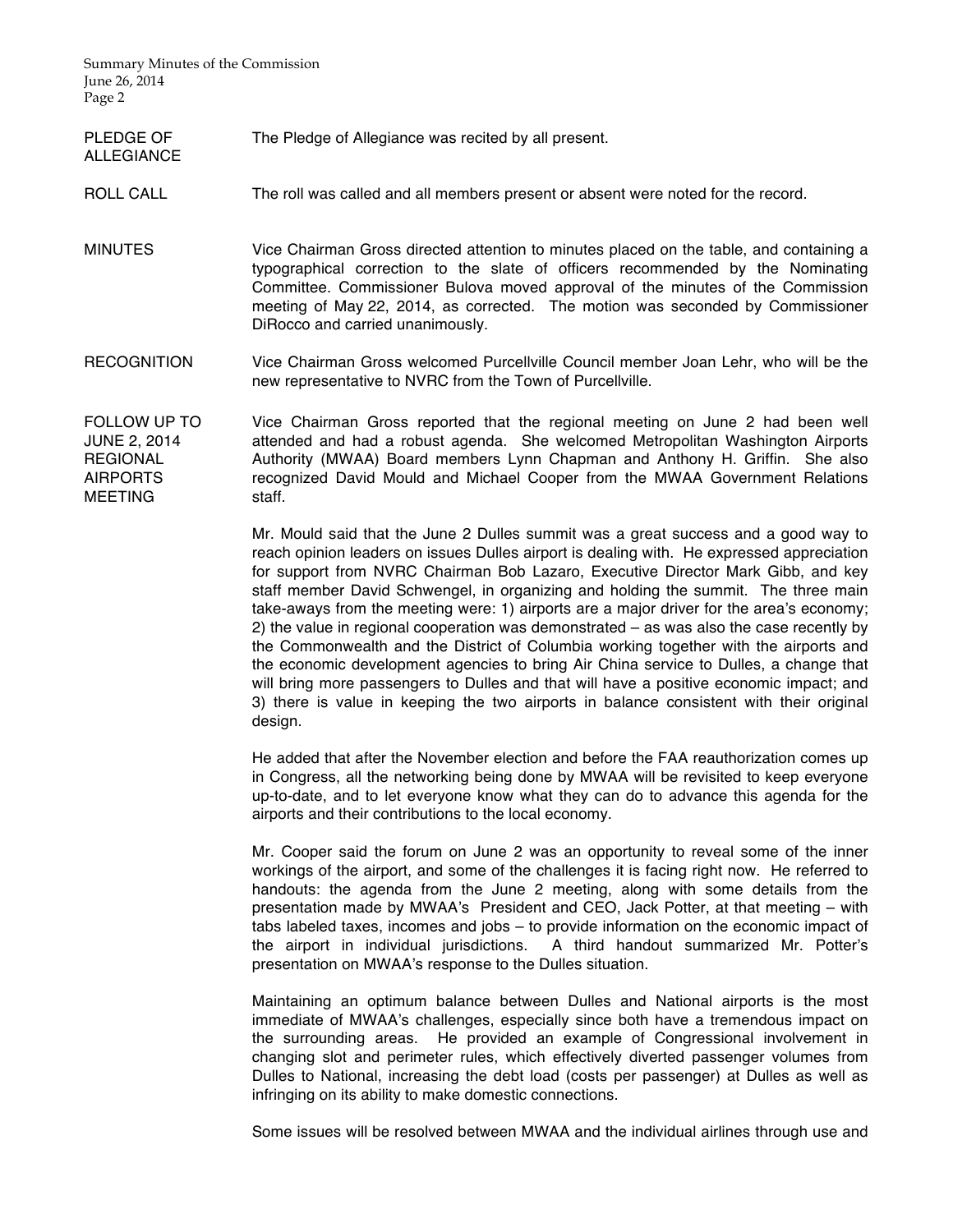**PLEDGE OF ALLEGIANCE**

The Pledge of Allegiance was recited by all present.

**ROLL CALL**

The roll was called and all members present or absent were noted for the record.

**MINUTES**

Vice Chairman Gross directed attention to minutes placed on the table, and containing a typographical correction to the slate of officers recommended by the Nominating Committee. Commissioner Bulova moved approval of the minutes of the Commission meeting of May 22, 2014, as corrected. The motion was seconded by Commissioner DiRocco and carried unanimously.

**RECOGNITION**

Vice Chairman Gross welcomed Purcellville Council member Joan Lehr, who will be the new representative to NVRC from the Town of Purcellville.

**FOLLOW UP TO JUNE 2, 2014 REGIONAL AIRPORTS MEETING**

Vice Chairman Gross reported that the regional meeting on June 2 had been well attended and had a robust agenda. She welcomed Metropolitan Washington Airports Authority (MWAA) Board members Lynn Chapman and Anthony H. Griffin. She also recognized David Mould and Michael Cooper from the MWAA Government Relations staff.

Mr. Mould said that the June 2 Dulles summit was a great success and a good way to reach opinion leaders on issues Dulles airport is dealing with. He expressed appreciation for support from NVRC Chairman Bob Lazaro, Executive Director Mark Gibb, and key staff member David Schwengel, in organizing and holding the summit. The three main take-aways from the meeting were: 1) airports are a major driver for the area's economy; 2) the value in regional cooperation was demonstrated – as was also the case recently by the Commonwealth and the District of Columbia working together with the airports and the economic development agencies to bring Air China service to Dulles, a change that will bring more passengers to Dulles and that will have a positive economic impact; and 3) there is value in keeping the two airports in balance consistent with their original design.

He added that after the November election and before the FAA reauthorization comes up in Congress, all the networking being done by MWAA will be revisited to keep everyone up-to-date, and to let everyone know what they can do to advance this agenda for the airports and their contributions to the local economy.

Mr. Cooper said the forum on June 2 was an opportunity to reveal some of the inner workings of the airport, and some of the challenges it is facing right now. He referred to handouts: the agenda from the June 2 meeting, along with some details from the presentation made by MWAA's President and CEO, Jack Potter, at that meeting – with tabs labeled taxes, incomes and jobs – to provide information on the economic impact of the airport in individual jurisdictions. A third handout summarized Mr. Potter's presentation on MWAA's response to the Dulles situation.

Maintaining an optimum balance between Dulles and National airports is the most immediate of MWAA's challenges, especially since both have a tremendous impact on the surrounding areas. He provided an example of Congressional involvement in changing slot and perimeter rules, which effectively diverted passenger volumes from Dulles to National, increasing the debt load (costs per passenger) at Dulles as well as infringing on its ability to make domestic connections.

Some issues will be resolved between MWAA and the individual airlines through use and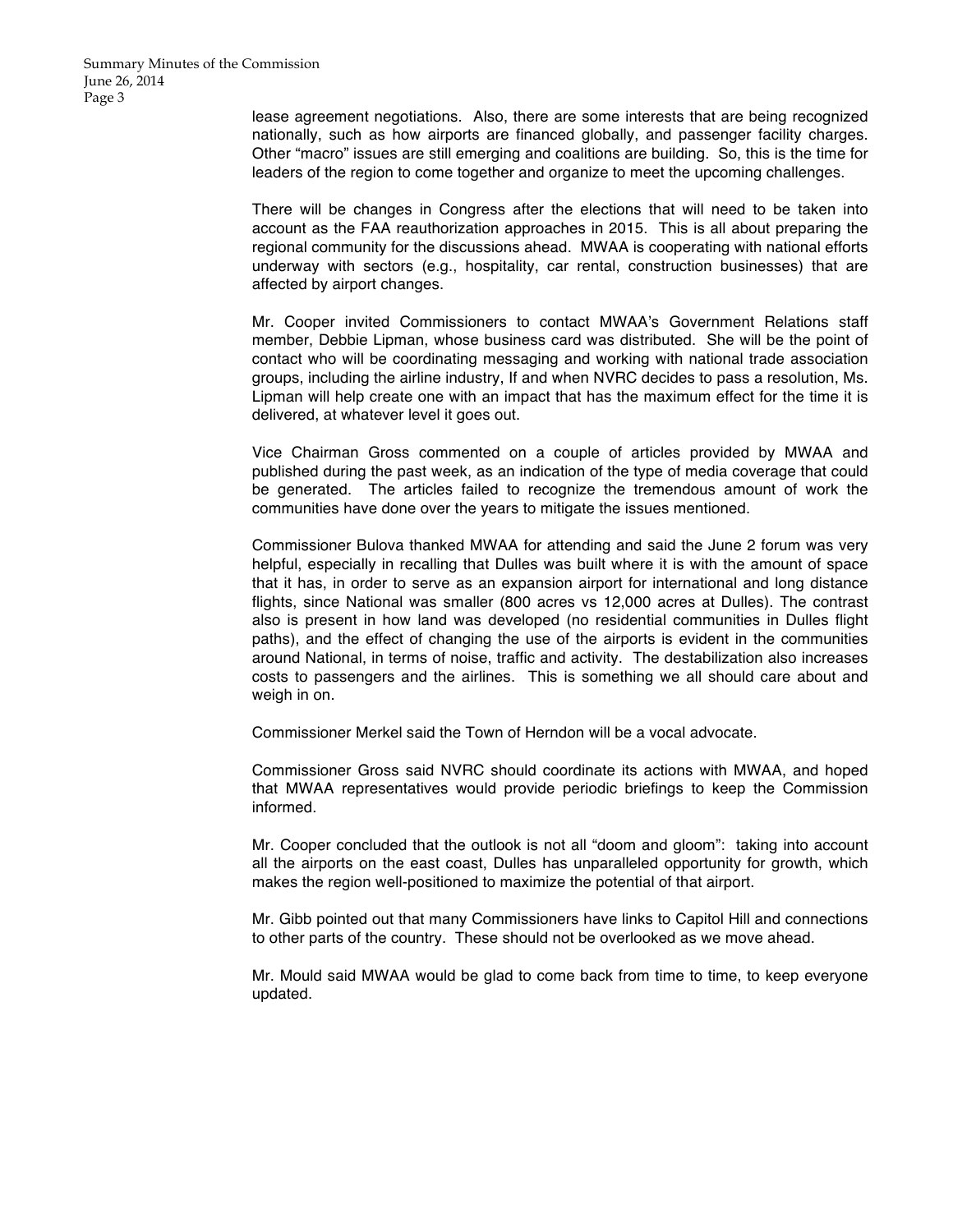lease agreement negotiations. Also, there are some interests that are being recognized nationally, such as how airports are financed globally, and passenger facility charges. Other "macro" issues are still emerging and coalitions are building. So, this is the time for leaders of the region to come together and organize to meet the upcoming challenges.

There will be changes in Congress after the elections that will need to be taken into account as the FAA reauthorization approaches in 2015. This is all about preparing the regional community for the discussions ahead. MWAA is cooperating with national efforts underway with sectors (e.g., hospitality, car rental, construction businesses) that are affected by airport changes.

Mr. Cooper invited Commissioners to contact MWAA's Government Relations staff member, Debbie Lipman, whose business card was distributed. She will be the point of contact who will be coordinating messaging and working with national trade association groups, including the airline industry, If and when NVRC decides to pass a resolution, Ms. Lipman will help create one with an impact that has the maximum effect for the time it is delivered, at whatever level it goes out.

Vice Chairman Gross commented on a couple of articles provided by MWAA and published during the past week, as an indication of the type of media coverage that could be generated. The articles failed to recognize the tremendous amount of work the communities have done over the years to mitigate the issues mentioned.

Commissioner Bulova thanked MWAA for attending and said the June 2 forum was very helpful, especially in recalling that Dulles was built where it is with the amount of space that it has, in order to serve as an expansion airport for international and long distance flights, since National was smaller (800 acres vs 12,000 acres at Dulles). The contrast also is present in how land was developed (no residential communities in Dulles flight paths), and the effect of changing the use of the airports is evident in the communities around National, in terms of noise, traffic and activity. The destabilization also increases costs to passengers and the airlines. This is something we all should care about and weigh in on.

Commissioner Merkel said the Town of Herndon will be a vocal advocate.

Commissioner Gross said NVRC should coordinate its actions with MWAA, and hoped that MWAA representatives would provide periodic briefings to keep the Commission informed.

Mr. Cooper concluded that the outlook is not all "doom and gloom": taking into account all the airports on the east coast, Dulles has unparalleled opportunity for growth, which makes the region well-positioned to maximize the potential of that airport.

Mr. Gibb pointed out that many Commissioners have links to Capitol Hill and connections to other parts of the country. These should not be overlooked as we move ahead.

Mr. Mould said MWAA would be glad to come back from time to time, to keep everyone updated.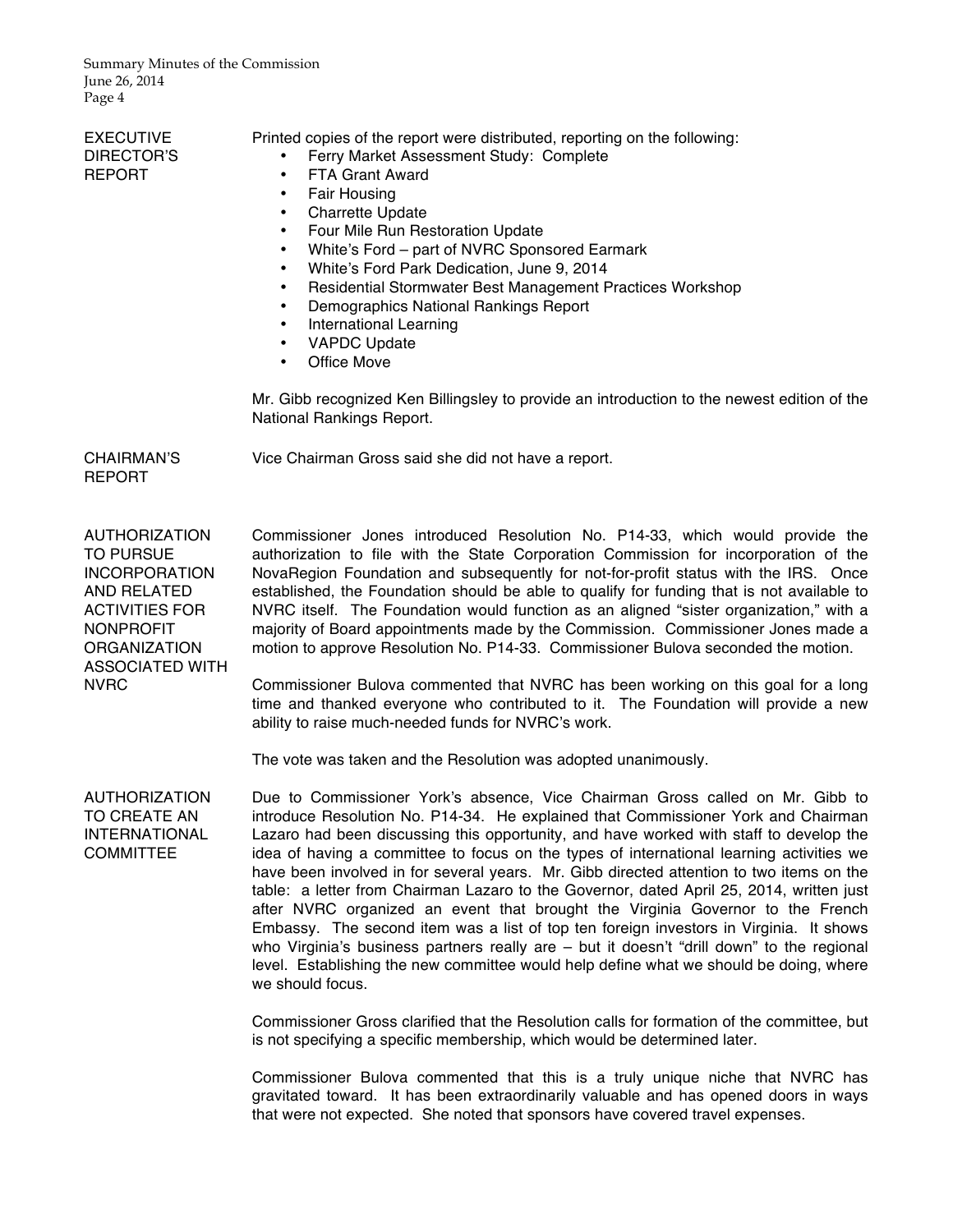## EXECUTIVE DIRECTOR'S REPORT

Printed copies of the report were distributed, reporting on the following:

- Ferry Market Assessment Study: Complete
- FTA Grant Award
- Fair Housing
- Charrette Update
- Four Mile Run Restoration Update
- White's Ford – part of NVRC Sponsored Earmark
- White's Ford Park Dedication, June 9, 2014
- Residential Stormwater Best Management Practices Workshop
- Demographics National Rankings Report
- International Learning
- VAPDC Update
- Office Move

Mr. Gibb recognized Ken Billingsley to provide an introduction to the newest edition of the National Rankings Report.

## CHAIRMAN'S REPORT

Vice Chairman Gross said she did not have a report.

## AUTHORIZATION TO PURSUE INCORPORATION AND RELATED ACTIVITIES FOR NONPROFIT ORGANIZATION ASSOCIATED WITH NVRC

Commissioner Jones introduced Resolution No. P14-33, which would provide the authorization to file with the State Corporation Commission for incorporation of the NovaRegion Foundation and subsequently for not-for-profit status with the IRS. Once established, the Foundation should be able to qualify for funding that is not available to NVRC itself. The Foundation would function as an aligned "sister organization," with a majority of Board appointments made by the Commission. Commissioner Jones made a motion to approve Resolution No. P14-33. Commissioner Bulova seconded the motion.

Commissioner Bulova commented that NVRC has been working on this goal for a long time and thanked everyone who contributed to it. The Foundation will provide a new ability to raise much-needed funds for NVRC's work.

The vote was taken and the Resolution was adopted unanimously.

## AUTHORIZATION TO CREATE AN INTERNATIONAL COMMITTEE

Due to Commissioner York's absence, Vice Chairman Gross called on Mr. Gibb to introduce Resolution No. P14-34. He explained that Commissioner York and Chairman Lazaro had been discussing this opportunity, and have worked with staff to develop the idea of having a committee to focus on the types of international learning activities we have been involved in for several years. Mr. Gibb directed attention to two items on the table: a letter from Chairman Lazaro to the Governor, dated April 25, 2014, written just after NVRC organized an event that brought the Virginia Governor to the French Embassy. The second item was a list of top ten foreign investors in Virginia. It shows who Virginia's business partners really are – but it doesn't "drill down" to the regional level. Establishing the new committee would help define what we should be doing, where we should focus.

Commissioner Gross clarified that the Resolution calls for formation of the committee, but is not specifying a specific membership, which would be determined later.

Commissioner Bulova commented that this is a truly unique niche that NVRC has gravitated toward. It has been extraordinarily valuable and has opened doors in ways that were not expected. She noted that sponsors have covered travel expenses.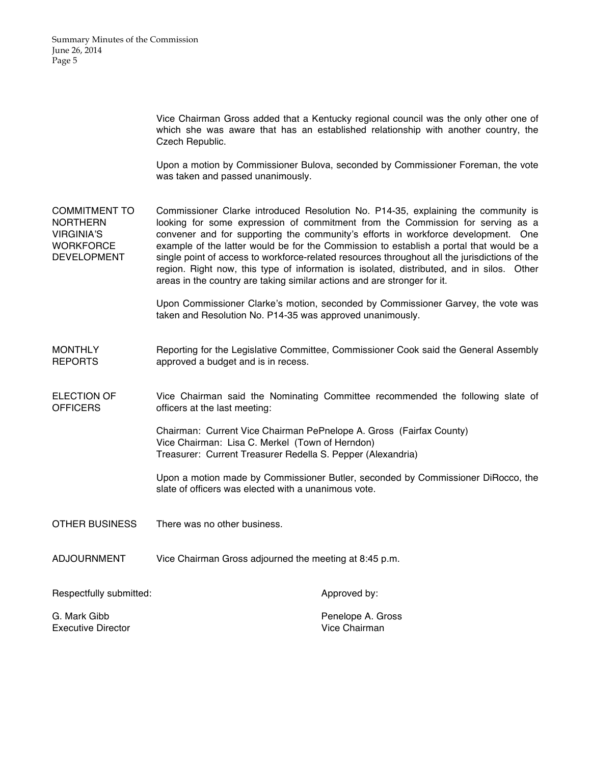Vice Chairman Gross added that a Kentucky regional council was the only other one of which she was aware that has an established relationship with another country, the Czech Republic.

Upon a motion by Commissioner Bulova, seconded by Commissioner Foreman, the vote was taken and passed unanimously.

**COMMITMENT TO NORTHERN VIRGINIA'S WORKFORCE DEVELOPMENT**

Commissioner Clarke introduced Resolution No. P14-35, explaining the community is looking for some expression of commitment from the Commission for serving as a convener and for supporting the community's efforts in workforce development. One example of the latter would be for the Commission to establish a portal that would be a single point of access to workforce-related resources throughout all the jurisdictions of the region. Right now, this type of information is isolated, distributed, and in silos. Other areas in the country are taking similar actions and are stronger for it.

Upon Commissioner Clarke's motion, seconded by Commissioner Garvey, the vote was taken and Resolution No. P14-35 was approved unanimously.

**MONTHLY REPORTS**

Reporting for the Legislative Committee, Commissioner Cook said the General Assembly approved a budget and is in recess.

**ELECTION OF OFFICERS**

Vice Chairman said the Nominating Committee recommended the following slate of officers at the last meeting:

Chairman: Current Vice Chairman PePnelope A. Gross (Fairfax County)
Vice Chairman: Lisa C. Merkel (Town of Herndon)
Treasurer: Current Treasurer Redella S. Pepper (Alexandria)

Upon a motion made by Commissioner Butler, seconded by Commissioner DiRocco, the slate of officers was elected with a unanimous vote.

**OTHER BUSINESS**

There was no other business.

**ADJOURNMENT**

Vice Chairman Gross adjourned the meeting at 8:45 p.m.

Respectfully submitted:

G. Mark Gibb
Executive Director

Approved by:

Penelope A. Gross
Vice Chairman